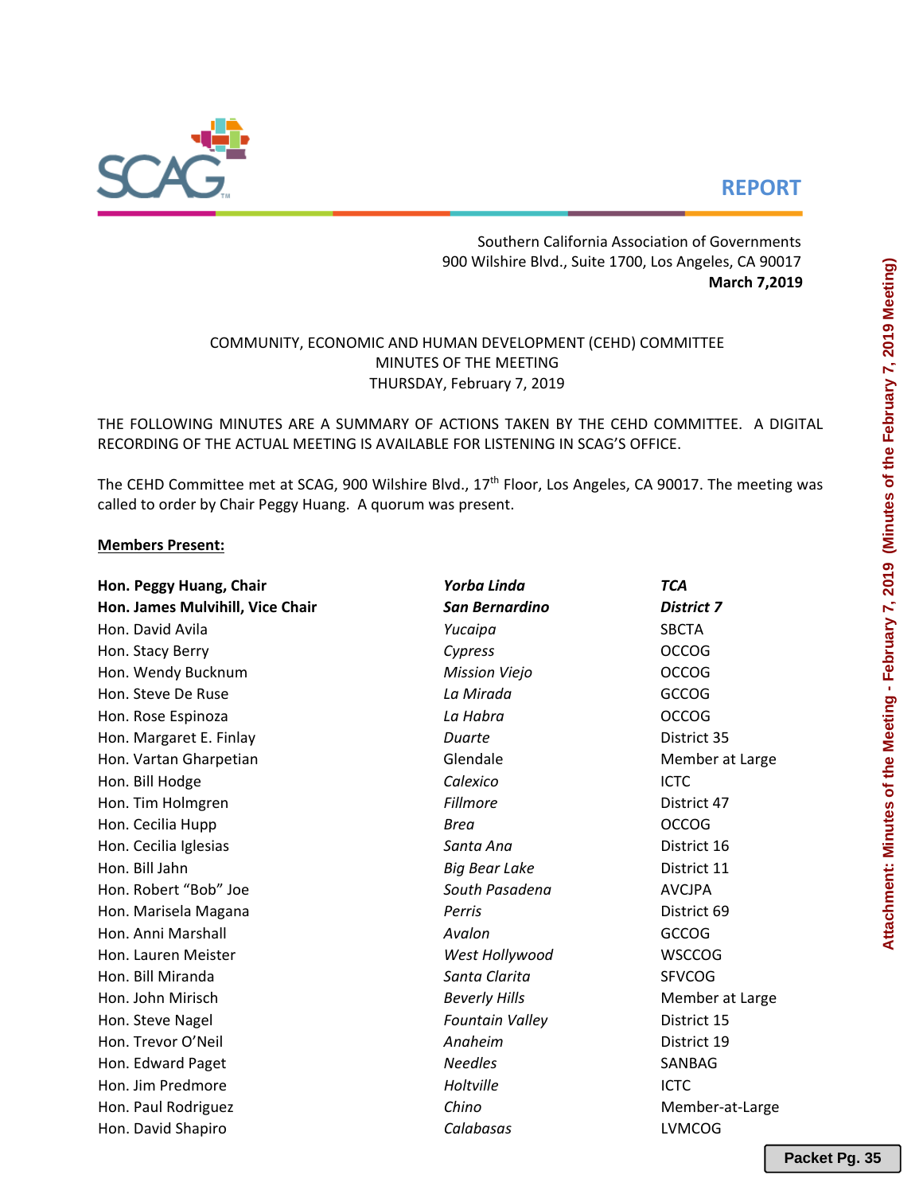**REPORT**

Southern California Association of Governments
900 Wilshire Blvd., Suite 1700, Los Angeles, CA 90017
**March 7,2019**

COMMUNITY, ECONOMIC AND HUMAN DEVELOPMENT (CEHD) COMMITTEE
MINUTES OF THE MEETING
THURSDAY, February 7, 2019

THE FOLLOWING MINUTES ARE A SUMMARY OF ACTIONS TAKEN BY THE CEHD COMMITTEE. A DIGITAL RECORDING OF THE ACTUAL MEETING IS AVAILABLE FOR LISTENING IN SCAG'S OFFICE.

The CEHD Committee met at SCAG, 900 Wilshire Blvd., 17th Floor, Los Angeles, CA 90017. The meeting was called to order by Chair Peggy Huang. A quorum was present.

**Members Present:**

| | | |
|---|---|---|
| **Hon. Peggy Huang, Chair** | ***Yorba Linda*** | ***TCA*** |
| **Hon. James Mulvihill, Vice Chair** | ***San Bernardino*** | ***District 7*** |
| Hon. David Avila | *Yucaipa* | SBCTA |
| Hon. Stacy Berry | *Cypress* | OCCOG |
| Hon. Wendy Bucknum | *Mission Viejo* | OCCOG |
| Hon. Steve De Ruse | *La Mirada* | GCCOG |
| Hon. Rose Espinoza | *La Habra* | OCCOG |
| Hon. Margaret E. Finlay | *Duarte* | District 35 |
| Hon. Vartan Gharpetian | Glendale | Member at Large |
| Hon. Bill Hodge | *Calexico* | ICTC |
| Hon. Tim Holmgren | *Fillmore* | District 47 |
| Hon. Cecilia Hupp | *Brea* | OCCOG |
| Hon. Cecilia Iglesias | *Santa Ana* | District 16 |
| Hon. Bill Jahn | *Big Bear Lake* | District 11 |
| Hon. Robert "Bob" Joe | *South Pasadena* | AVCJPA |
| Hon. Marisela Magana | *Perris* | District 69 |
| Hon. Anni Marshall | *Avalon* | GCCOG |
| Hon. Lauren Meister | *West Hollywood* | WSCCOG |
| Hon. Bill Miranda | *Santa Clarita* | SFVCOG |
| Hon. John Mirisch | *Beverly Hills* | Member at Large |
| Hon. Steve Nagel | *Fountain Valley* | District 15 |
| Hon. Trevor O'Neil | *Anaheim* | District 19 |
| Hon. Edward Paget | *Needles* | SANBAG |
| Hon. Jim Predmore | *Holtville* | ICTC |
| Hon. Paul Rodriguez | *Chino* | Member-at-Large |
| Hon. David Shapiro | *Calabasas* | LVMCOG |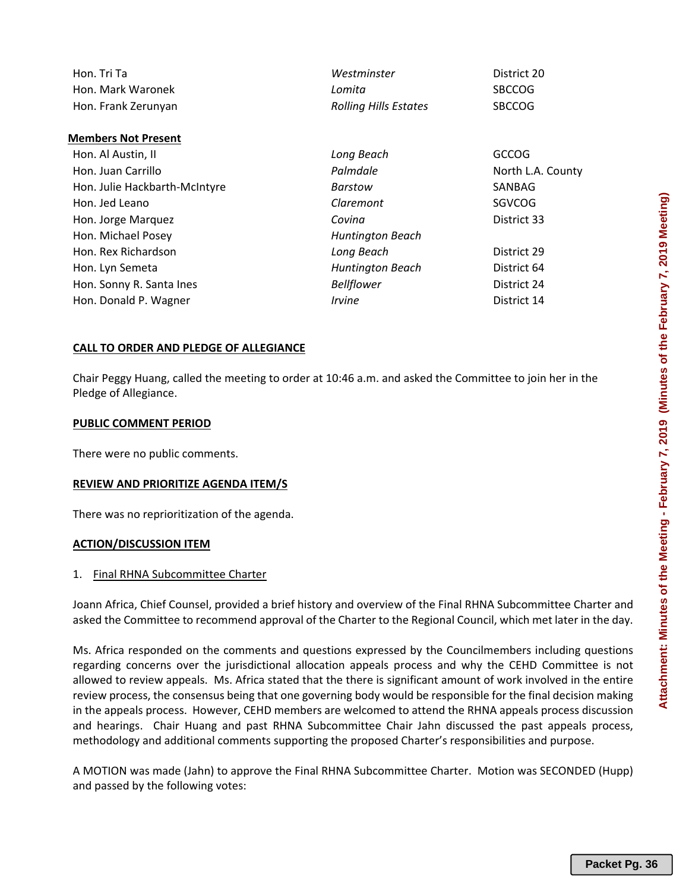| | | |
|---|---|---|
| Hon. Tri Ta | *Westminster* | District 20 |
| Hon. Mark Waronek | *Lomita* | SBCCOG |
| Hon. Frank Zerunyan | *Rolling Hills Estates* | SBCCOG |

**Members Not Present**

| | | |
|---|---|---|
| Hon. Al Austin, II | *Long Beach* | GCCOG |
| Hon. Juan Carrillo | *Palmdale* | North L.A. County |
| Hon. Julie Hackbarth-McIntyre | *Barstow* | SANBAG |
| Hon. Jed Leano | *Claremont* | SGVCOG |
| Hon. Jorge Marquez | *Covina* | District 33 |
| Hon. Michael Posey | *Huntington Beach* | |
| Hon. Rex Richardson | *Long Beach* | District 29 |
| Hon. Lyn Semeta | *Huntington Beach* | District 64 |
| Hon. Sonny R. Santa Ines | *Bellflower* | District 24 |
| Hon. Donald P. Wagner | *Irvine* | District 14 |

**CALL TO ORDER AND PLEDGE OF ALLEGIANCE**

Chair Peggy Huang, called the meeting to order at 10:46 a.m. and asked the Committee to join her in the Pledge of Allegiance.

**PUBLIC COMMENT PERIOD**

There were no public comments.

**REVIEW AND PRIORITIZE AGENDA ITEM/S**

There was no reprioritization of the agenda.

**ACTION/DISCUSSION ITEM**

1. Final RHNA Subcommittee Charter

Joann Africa, Chief Counsel, provided a brief history and overview of the Final RHNA Subcommittee Charter and asked the Committee to recommend approval of the Charter to the Regional Council, which met later in the day.

Ms. Africa responded on the comments and questions expressed by the Councilmembers including questions regarding concerns over the jurisdictional allocation appeals process and why the CEHD Committee is not allowed to review appeals. Ms. Africa stated that the there is significant amount of work involved in the entire review process, the consensus being that one governing body would be responsible for the final decision making in the appeals process. However, CEHD members are welcomed to attend the RHNA appeals process discussion and hearings. Chair Huang and past RHNA Subcommittee Chair Jahn discussed the past appeals process, methodology and additional comments supporting the proposed Charter's responsibilities and purpose.

A MOTION was made (Jahn) to approve the Final RHNA Subcommittee Charter. Motion was SECONDED (Hupp) and passed by the following votes: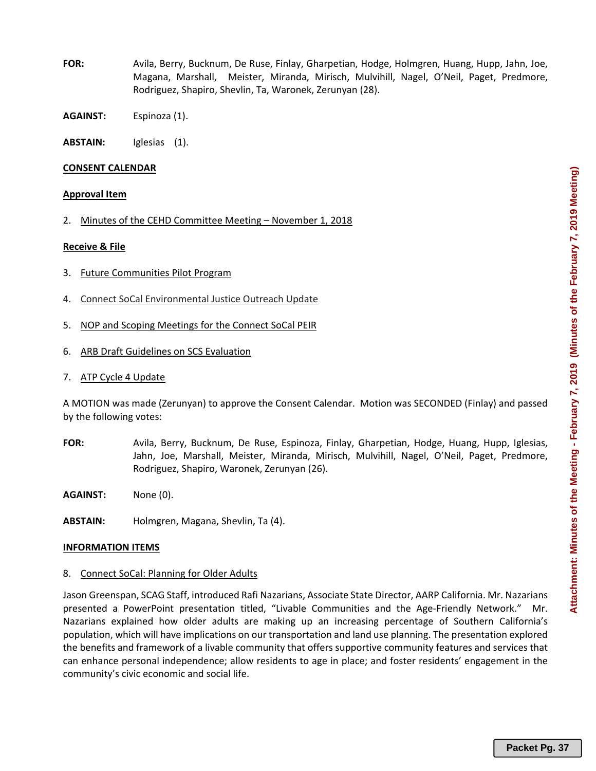**FOR:** Avila, Berry, Bucknum, De Ruse, Finlay, Gharpetian, Hodge, Holmgren, Huang, Hupp, Jahn, Joe, Magana, Marshall, Meister, Miranda, Mirisch, Mulvihill, Nagel, O'Neil, Paget, Predmore, Rodriguez, Shapiro, Shevlin, Ta, Waronek, Zerunyan (28).

**AGAINST:** Espinoza (1).

**ABSTAIN:** Iglesias (1).

**CONSENT CALENDAR**

**Approval Item**

2. Minutes of the CEHD Committee Meeting – November 1, 2018

**Receive & File**

3. Future Communities Pilot Program

4. Connect SoCal Environmental Justice Outreach Update

5. NOP and Scoping Meetings for the Connect SoCal PEIR

6. ARB Draft Guidelines on SCS Evaluation

7. ATP Cycle 4 Update

A MOTION was made (Zerunyan) to approve the Consent Calendar. Motion was SECONDED (Finlay) and passed by the following votes:

**FOR:** Avila, Berry, Bucknum, De Ruse, Espinoza, Finlay, Gharpetian, Hodge, Huang, Hupp, Iglesias, Jahn, Joe, Marshall, Meister, Miranda, Mirisch, Mulvihill, Nagel, O'Neil, Paget, Predmore, Rodriguez, Shapiro, Waronek, Zerunyan (26).

**AGAINST:** None (0).

**ABSTAIN:** Holmgren, Magana, Shevlin, Ta (4).

**INFORMATION ITEMS**

8. Connect SoCal: Planning for Older Adults

Jason Greenspan, SCAG Staff, introduced Rafi Nazarians, Associate State Director, AARP California. Mr. Nazarians presented a PowerPoint presentation titled, "Livable Communities and the Age-Friendly Network." Mr. Nazarians explained how older adults are making up an increasing percentage of Southern California's population, which will have implications on our transportation and land use planning. The presentation explored the benefits and framework of a livable community that offers supportive community features and services that can enhance personal independence; allow residents to age in place; and foster residents' engagement in the community's civic economic and social life.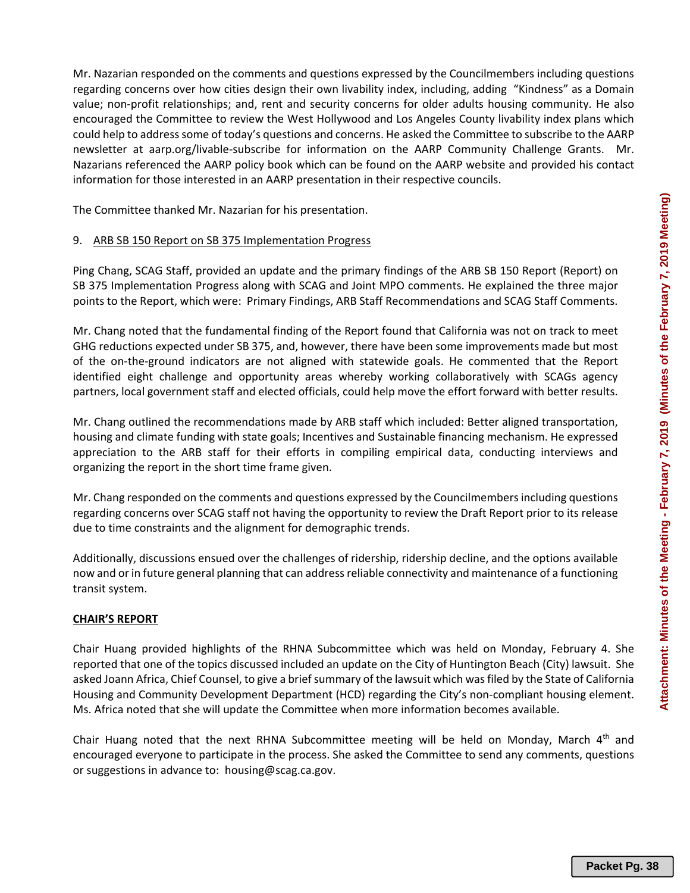Mr. Nazarian responded on the comments and questions expressed by the Councilmembers including questions regarding concerns over how cities design their own livability index, including, adding "Kindness" as a Domain value; non-profit relationships; and, rent and security concerns for older adults housing community. He also encouraged the Committee to review the West Hollywood and Los Angeles County livability index plans which could help to address some of today's questions and concerns. He asked the Committee to subscribe to the AARP newsletter at aarp.org/livable-subscribe for information on the AARP Community Challenge Grants. Mr. Nazarians referenced the AARP policy book which can be found on the AARP website and provided his contact information for those interested in an AARP presentation in their respective councils.

The Committee thanked Mr. Nazarian for his presentation.

9. ARB SB 150 Report on SB 375 Implementation Progress

Ping Chang, SCAG Staff, provided an update and the primary findings of the ARB SB 150 Report (Report) on SB 375 Implementation Progress along with SCAG and Joint MPO comments. He explained the three major points to the Report, which were: Primary Findings, ARB Staff Recommendations and SCAG Staff Comments.

Mr. Chang noted that the fundamental finding of the Report found that California was not on track to meet GHG reductions expected under SB 375, and, however, there have been some improvements made but most of the on-the-ground indicators are not aligned with statewide goals. He commented that the Report identified eight challenge and opportunity areas whereby working collaboratively with SCAGs agency partners, local government staff and elected officials, could help move the effort forward with better results.

Mr. Chang outlined the recommendations made by ARB staff which included: Better aligned transportation, housing and climate funding with state goals; Incentives and Sustainable financing mechanism. He expressed appreciation to the ARB staff for their efforts in compiling empirical data, conducting interviews and organizing the report in the short time frame given.

Mr. Chang responded on the comments and questions expressed by the Councilmembers including questions regarding concerns over SCAG staff not having the opportunity to review the Draft Report prior to its release due to time constraints and the alignment for demographic trends.

Additionally, discussions ensued over the challenges of ridership, ridership decline, and the options available now and or in future general planning that can address reliable connectivity and maintenance of a functioning transit system.

**CHAIR'S REPORT**

Chair Huang provided highlights of the RHNA Subcommittee which was held on Monday, February 4. She reported that one of the topics discussed included an update on the City of Huntington Beach (City) lawsuit. She asked Joann Africa, Chief Counsel, to give a brief summary of the lawsuit which was filed by the State of California Housing and Community Development Department (HCD) regarding the City's non-compliant housing element. Ms. Africa noted that she will update the Committee when more information becomes available.

Chair Huang noted that the next RHNA Subcommittee meeting will be held on Monday, March 4th and encouraged everyone to participate in the process. She asked the Committee to send any comments, questions or suggestions in advance to: housing@scag.ca.gov.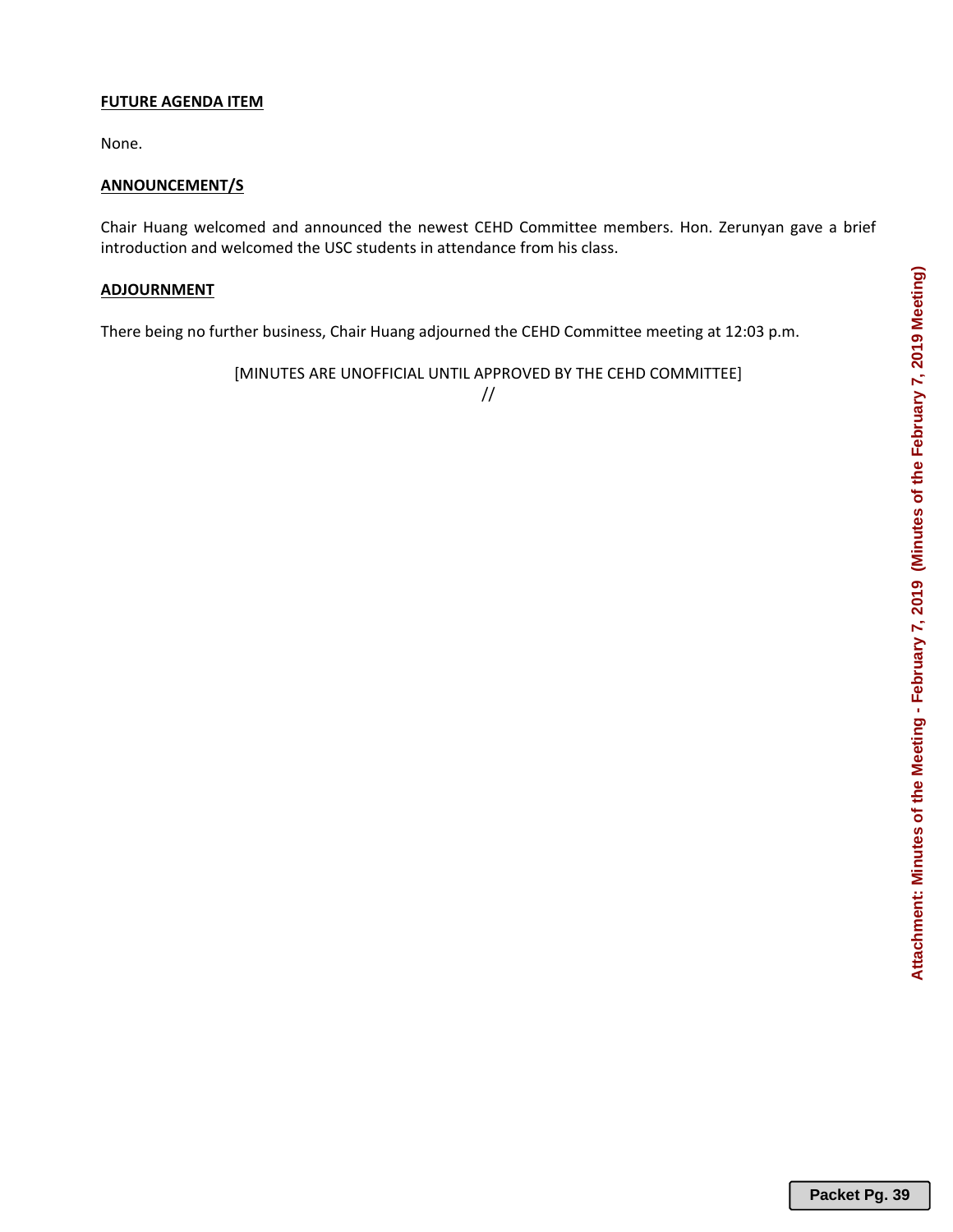**FUTURE AGENDA ITEM**

None.

**ANNOUNCEMENT/S**

Chair Huang welcomed and announced the newest CEHD Committee members. Hon. Zerunyan gave a brief introduction and welcomed the USC students in attendance from his class.

**ADJOURNMENT**

There being no further business, Chair Huang adjourned the CEHD Committee meeting at 12:03 p.m.

[MINUTES ARE UNOFFICIAL UNTIL APPROVED BY THE CEHD COMMITTEE]

//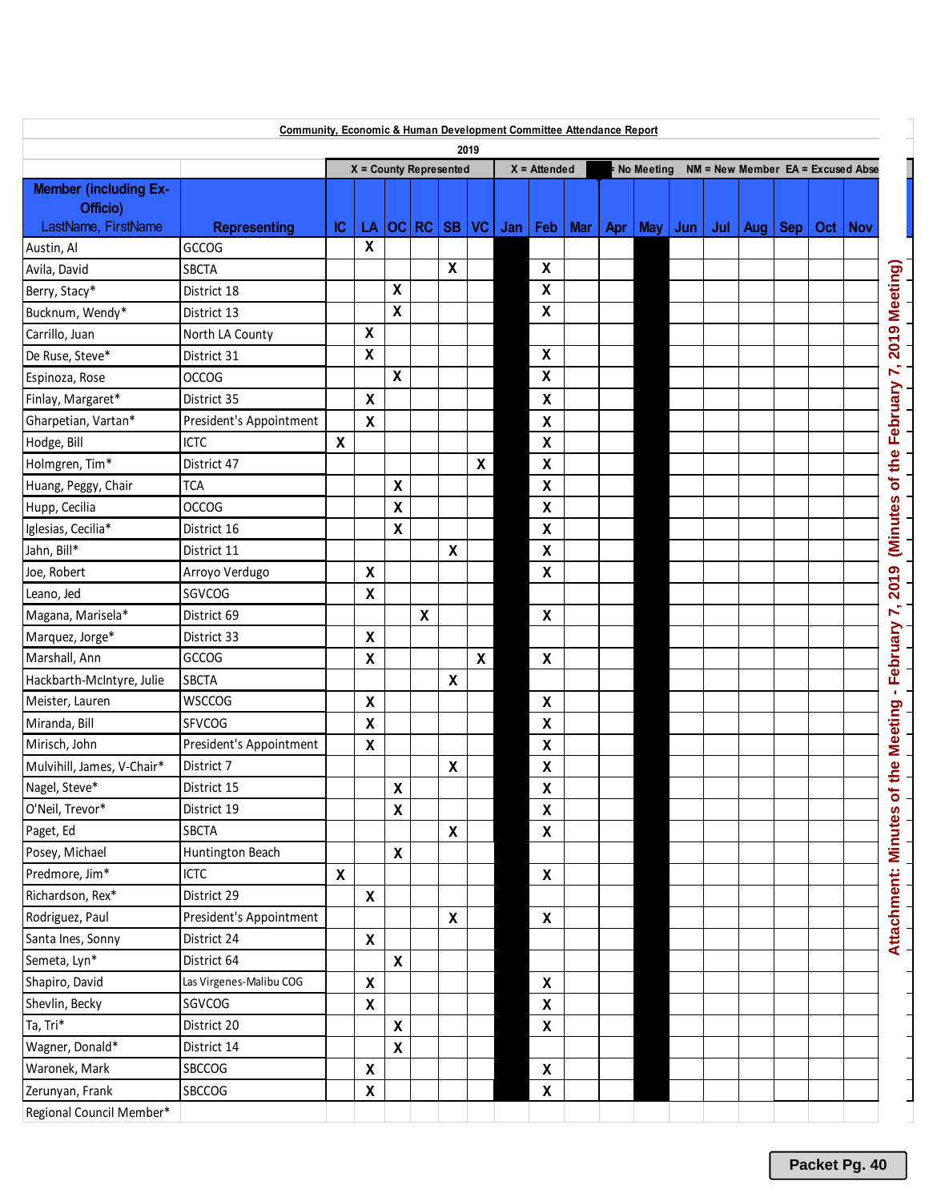**Community, Economic & Human Development Committee Attendance Report**

**2019**

X = County Represented | X = Attended | ■ = No Meeting | NM = New Member | EA = Excused Absence

| Member (including Ex-Officio) LastName, FirstName | Representing | IC | LA | OC | RC | SB | VC | Jan | Feb | Mar | Apr | May | Jun | Jul | Aug | Sep | Oct | Nov |
|---|---|---|---|---|---|---|---|---|---|---|---|---|---|---|---|---|---|---|
| Austin, Al | GCCOG | | X | | | | | | | | | | | | | | | |
| Avila, David | SBCTA | | | | | X | | | X | | | | | | | | | |
| Berry, Stacy* | District 18 | | | X | | | | | X | | | | | | | | | |
| Bucknum, Wendy* | District 13 | | | X | | | | | X | | | | | | | | | |
| Carrillo, Juan | North LA County | | X | | | | | | | | | | | | | | | |
| De Ruse, Steve* | District 31 | | X | | | | | | X | | | | | | | | | |
| Espinoza, Rose | OCCOG | | | X | | | | | X | | | | | | | | | |
| Finlay, Margaret* | District 35 | | X | | | | | | X | | | | | | | | | |
| Gharpetian, Vartan* | President's Appointment | | X | | | | | | X | | | | | | | | | |
| Hodge, Bill | ICTC | X | | | | | | | X | | | | | | | | | |
| Holmgren, Tim* | District 47 | | | | | | X | | X | | | | | | | | | |
| Huang, Peggy, Chair | TCA | | | X | | | | | X | | | | | | | | | |
| Hupp, Cecilia | OCCOG | | | X | | | | | X | | | | | | | | | |
| Iglesias, Cecilia* | District 16 | | | X | | | | | X | | | | | | | | | |
| Jahn, Bill* | District 11 | | | | | X | | | X | | | | | | | | | |
| Joe, Robert | Arroyo Verdugo | | X | | | | | | X | | | | | | | | | |
| Leano, Jed | SGVCOG | | X | | | | | | | | | | | | | | | |
| Magana, Marisela* | District 69 | | | | X | | | | X | | | | | | | | | |
| Marquez, Jorge* | District 33 | | X | | | | | | | | | | | | | | | |
| Marshall, Ann | GCCOG | | X | | | | X | | X | | | | | | | | | |
| Hackbarth-McIntyre, Julie | SBCTA | | | | | X | | | | | | | | | | | | |
| Meister, Lauren | WSCCOG | | X | | | | | | X | | | | | | | | | |
| Miranda, Bill | SFVCOG | | X | | | | | | X | | | | | | | | | |
| Mirisch, John | President's Appointment | | X | | | | | | X | | | | | | | | | |
| Mulvihill, James, V-Chair* | District 7 | | | | | X | | | X | | | | | | | | | |
| Nagel, Steve* | District 15 | | | X | | | | | X | | | | | | | | | |
| O'Neil, Trevor* | District 19 | | | X | | | | | X | | | | | | | | | |
| Paget, Ed | SBCTA | | | | | X | | | X | | | | | | | | | |
| Posey, Michael | Huntington Beach | | | X | | | | | | | | | | | | | | |
| Predmore, Jim* | ICTC | X | | | | | | | X | | | | | | | | | |
| Richardson, Rex* | District 29 | | X | | | | | | | | | | | | | | | |
| Rodriguez, Paul | President's Appointment | | | | | X | | | X | | | | | | | | | |
| Santa Ines, Sonny | District 24 | | X | | | | | | | | | | | | | | | |
| Semeta, Lyn* | District 64 | | | X | | | | | | | | | | | | | | |
| Shapiro, David | Las Virgenes-Malibu COG | | X | | | | | | X | | | | | | | | | |
| Shevlin, Becky | SGVCOG | | X | | | | | | X | | | | | | | | | |
| Ta, Tri* | District 20 | | | X | | | | | X | | | | | | | | | |
| Wagner, Donald* | District 14 | | | X | | | | | | | | | | | | | | |
| Waronek, Mark | SBCCOG | | X | | | | | | X | | | | | | | | | |
| Zerunyan, Frank | SBCCOG | | X | | | | | | X | | | | | | | | | |

Regional Council Member*

Attachment: Minutes of the Meeting - February 7, 2019 (Minutes of the February 7, 2019 Meeting)